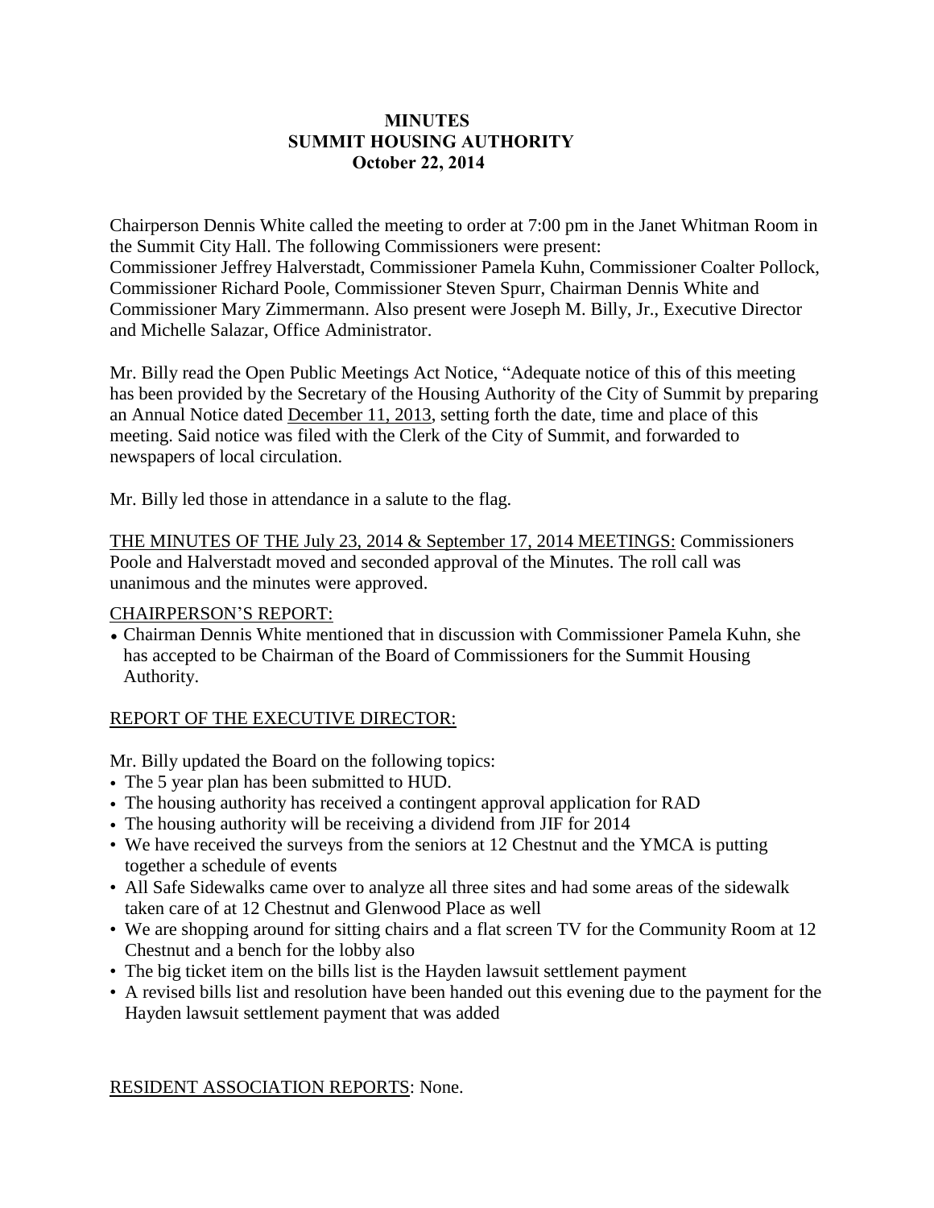# MINUTES
## SUMMIT HOUSING AUTHORITY
### October 22, 2014

Chairperson Dennis White called the meeting to order at 7:00 pm in the Janet Whitman Room in the Summit City Hall. The following Commissioners were present:
Commissioner Jeffrey Halverstadt, Commissioner Pamela Kuhn, Commissioner Coalter Pollock, Commissioner Richard Poole, Commissioner Steven Spurr, Chairman Dennis White and Commissioner Mary Zimmermann. Also present were Joseph M. Billy, Jr., Executive Director and Michelle Salazar, Office Administrator.

Mr. Billy read the Open Public Meetings Act Notice, "Adequate notice of this of this meeting has been provided by the Secretary of the Housing Authority of the City of Summit by preparing an Annual Notice dated <u>December 11, 2013</u>, setting forth the date, time and place of this meeting. Said notice was filed with the Clerk of the City of Summit, and forwarded to newspapers of local circulation.

Mr. Billy led those in attendance in a salute to the flag.

<u>THE MINUTES OF THE July 23, 2014 & September 17, 2014 MEETINGS:</u> Commissioners Poole and Halverstadt moved and seconded approval of the Minutes. The roll call was unanimous and the minutes were approved.

<u>CHAIRPERSON'S REPORT:</u>

- Chairman Dennis White mentioned that in discussion with Commissioner Pamela Kuhn, she has accepted to be Chairman of the Board of Commissioners for the Summit Housing Authority.

<u>REPORT OF THE EXECUTIVE DIRECTOR:</u>

Mr. Billy updated the Board on the following topics:

- The 5 year plan has been submitted to HUD.
- The housing authority has received a contingent approval application for RAD
- The housing authority will be receiving a dividend from JIF for 2014
- We have received the surveys from the seniors at 12 Chestnut and the YMCA is putting together a schedule of events
- All Safe Sidewalks came over to analyze all three sites and had some areas of the sidewalk taken care of at 12 Chestnut and Glenwood Place as well
- We are shopping around for sitting chairs and a flat screen TV for the Community Room at 12 Chestnut and a bench for the lobby also
- The big ticket item on the bills list is the Hayden lawsuit settlement payment
- A revised bills list and resolution have been handed out this evening due to the payment for the Hayden lawsuit settlement payment that was added

<u>RESIDENT ASSOCIATION REPORTS</u>: None.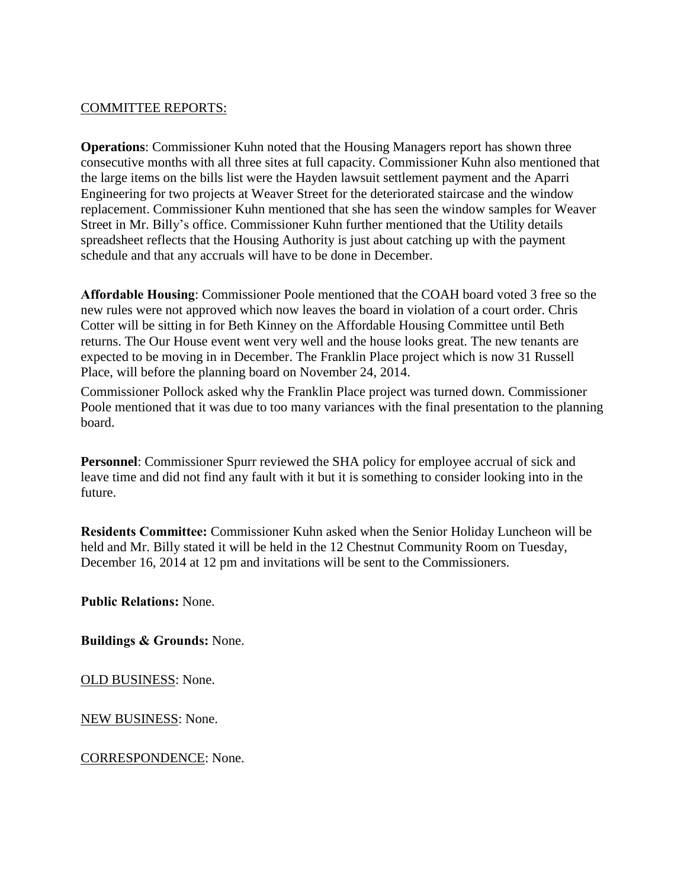COMMITTEE REPORTS:

**Operations**: Commissioner Kuhn noted that the Housing Managers report has shown three consecutive months with all three sites at full capacity. Commissioner Kuhn also mentioned that the large items on the bills list were the Hayden lawsuit settlement payment and the Aparri Engineering for two projects at Weaver Street for the deteriorated staircase and the window replacement. Commissioner Kuhn mentioned that she has seen the window samples for Weaver Street in Mr. Billy's office. Commissioner Kuhn further mentioned that the Utility details spreadsheet reflects that the Housing Authority is just about catching up with the payment schedule and that any accruals will have to be done in December.

**Affordable Housing**: Commissioner Poole mentioned that the COAH board voted 3 free so the new rules were not approved which now leaves the board in violation of a court order. Chris Cotter will be sitting in for Beth Kinney on the Affordable Housing Committee until Beth returns. The Our House event went very well and the house looks great. The new tenants are expected to be moving in in December. The Franklin Place project which is now 31 Russell Place, will before the planning board on November 24, 2014.

Commissioner Pollock asked why the Franklin Place project was turned down. Commissioner Poole mentioned that it was due to too many variances with the final presentation to the planning board.

**Personnel**: Commissioner Spurr reviewed the SHA policy for employee accrual of sick and leave time and did not find any fault with it but it is something to consider looking into in the future.

**Residents Committee:** Commissioner Kuhn asked when the Senior Holiday Luncheon will be held and Mr. Billy stated it will be held in the 12 Chestnut Community Room on Tuesday, December 16, 2014 at 12 pm and invitations will be sent to the Commissioners.

**Public Relations:** None.

**Buildings & Grounds:** None.

OLD BUSINESS: None.

NEW BUSINESS: None.

CORRESPONDENCE: None.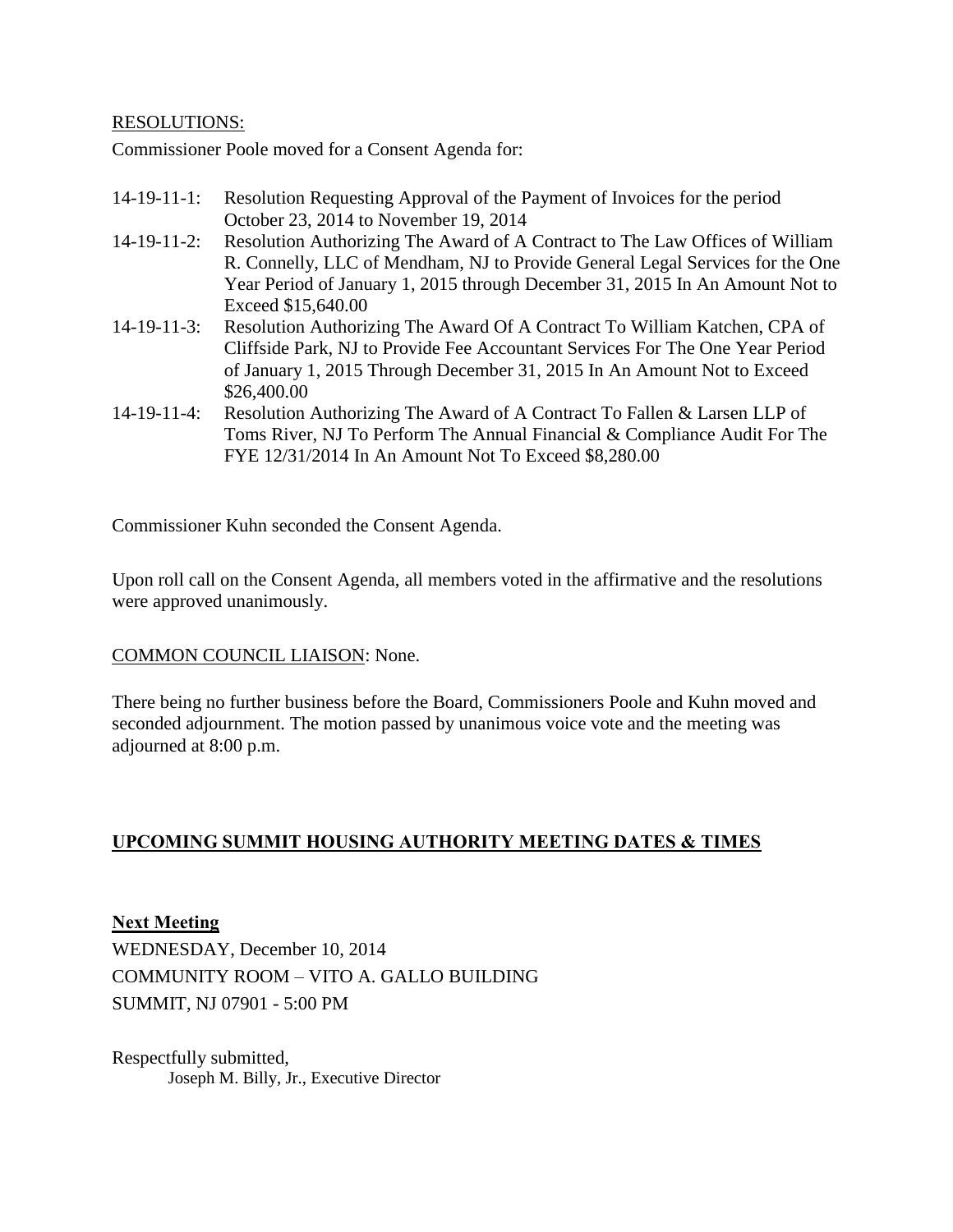RESOLUTIONS:

Commissioner Poole moved for a Consent Agenda for:

- 14-19-11-1: Resolution Requesting Approval of the Payment of Invoices for the period October 23, 2014 to November 19, 2014
- 14-19-11-2: Resolution Authorizing The Award of A Contract to The Law Offices of William R. Connelly, LLC of Mendham, NJ to Provide General Legal Services for the One Year Period of January 1, 2015 through December 31, 2015 In An Amount Not to Exceed $15,640.00
- 14-19-11-3: Resolution Authorizing The Award Of A Contract To William Katchen, CPA of Cliffside Park, NJ to Provide Fee Accountant Services For The One Year Period of January 1, 2015 Through December 31, 2015 In An Amount Not to Exceed $26,400.00
- 14-19-11-4: Resolution Authorizing The Award of A Contract To Fallen & Larsen LLP of Toms River, NJ To Perform The Annual Financial & Compliance Audit For The FYE 12/31/2014 In An Amount Not To Exceed $8,280.00

Commissioner Kuhn seconded the Consent Agenda.

Upon roll call on the Consent Agenda, all members voted in the affirmative and the resolutions were approved unanimously.

COMMON COUNCIL LIAISON: None.

There being no further business before the Board, Commissioners Poole and Kuhn moved and seconded adjournment. The motion passed by unanimous voice vote and the meeting was adjourned at 8:00 p.m.

## UPCOMING SUMMIT HOUSING AUTHORITY MEETING DATES & TIMES

**Next Meeting**

WEDNESDAY, December 10, 2014
COMMUNITY ROOM – VITO A. GALLO BUILDING
SUMMIT, NJ 07901 - 5:00 PM

Respectfully submitted,
Joseph M. Billy, Jr., Executive Director